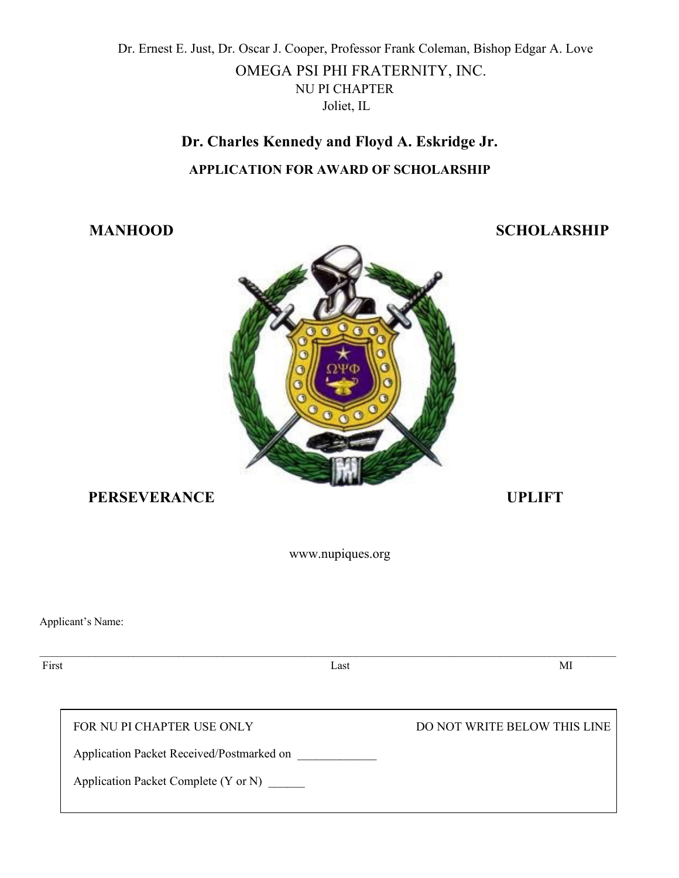Dr. Ernest E. Just, Dr. Oscar J. Cooper, Professor Frank Coleman, Bishop Edgar A. Love

OMEGA PSI PHI FRATERNITY, INC.

NU PI CHAPTER

Joliet, IL

## Dr. Charles Kennedy and Floyd A. Eskridge Jr.

### APPLICATION FOR AWARD OF SCHOLARSHIP

**MANHOOD** **SCHOLARSHIP**

**PERSEVERANCE** **UPLIFT**

www.nupiques.org

Applicant's Name:

___________________________________________________________________________

First Last MI

| FOR NU PI CHAPTER USE ONLY | DO NOT WRITE BELOW THIS LINE |
|---|---|
| Application Packet Received/Postmarked on _____________ | |
| Application Packet Complete (Y or N) ______ | |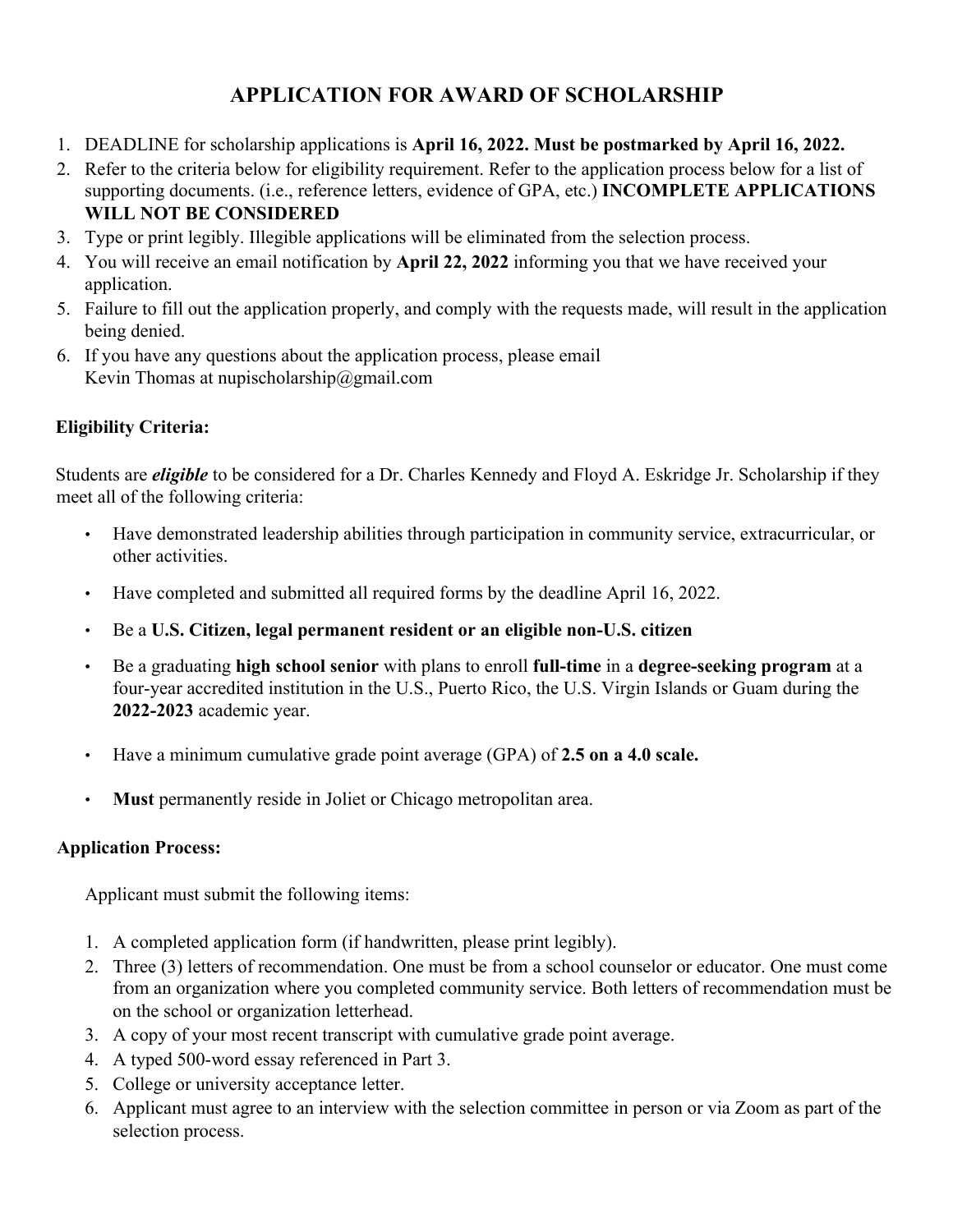# APPLICATION FOR AWARD OF SCHOLARSHIP

1. DEADLINE for scholarship applications is **April 16, 2022. Must be postmarked by April 16, 2022.**
2. Refer to the criteria below for eligibility requirement. Refer to the application process below for a list of supporting documents. (i.e., reference letters, evidence of GPA, etc.) **INCOMPLETE APPLICATIONS WILL NOT BE CONSIDERED**
3. Type or print legibly. Illegible applications will be eliminated from the selection process.
4. You will receive an email notification by **April 22, 2022** informing you that we have received your application.
5. Failure to fill out the application properly, and comply with the requests made, will result in the application being denied.
6. If you have any questions about the application process, please email Kevin Thomas at nupischolarship@gmail.com

**Eligibility Criteria:**

Students are ***eligible*** to be considered for a Dr. Charles Kennedy and Floyd A. Eskridge Jr. Scholarship if they meet all of the following criteria:

- Have demonstrated leadership abilities through participation in community service, extracurricular, or other activities.
- Have completed and submitted all required forms by the deadline April 16, 2022.
- Be a **U.S. Citizen, legal permanent resident or an eligible non-U.S. citizen**
- Be a graduating **high school senior** with plans to enroll **full-time** in a **degree-seeking program** at a four-year accredited institution in the U.S., Puerto Rico, the U.S. Virgin Islands or Guam during the **2022-2023** academic year.
- Have a minimum cumulative grade point average (GPA) of **2.5 on a 4.0 scale.**
- **Must** permanently reside in Joliet or Chicago metropolitan area.

**Application Process:**

Applicant must submit the following items:

1. A completed application form (if handwritten, please print legibly).
2. Three (3) letters of recommendation. One must be from a school counselor or educator. One must come from an organization where you completed community service. Both letters of recommendation must be on the school or organization letterhead.
3. A copy of your most recent transcript with cumulative grade point average.
4. A typed 500-word essay referenced in Part 3.
5. College or university acceptance letter.
6. Applicant must agree to an interview with the selection committee in person or via Zoom as part of the selection process.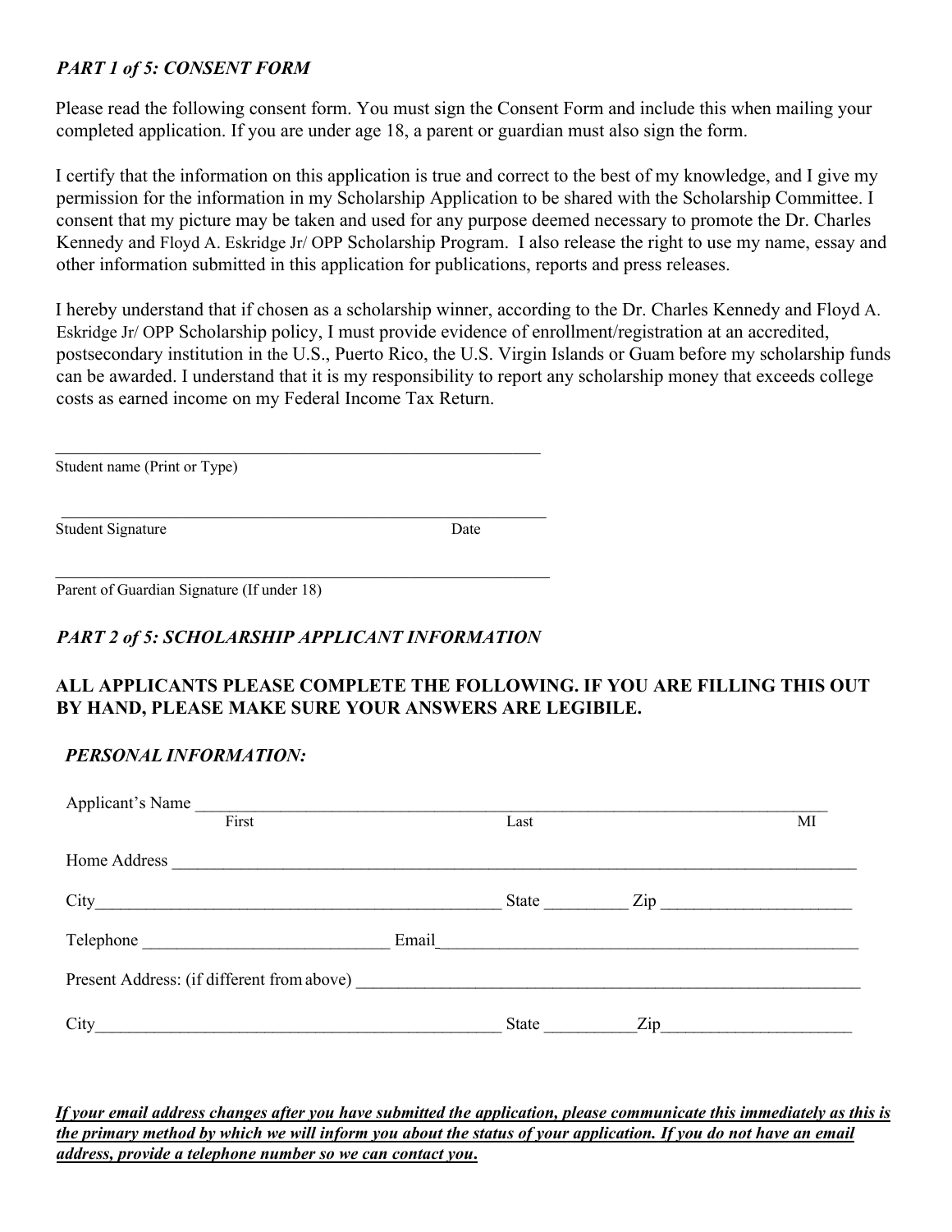***PART 1 of 5: CONSENT FORM***

Please read the following consent form. You must sign the Consent Form and include this when mailing your completed application. If you are under age 18, a parent or guardian must also sign the form.

I certify that the information on this application is true and correct to the best of my knowledge, and I give my permission for the information in my Scholarship Application to be shared with the Scholarship Committee. I consent that my picture may be taken and used for any purpose deemed necessary to promote the Dr. Charles Kennedy and Floyd A. Eskridge Jr/ OPP Scholarship Program. I also release the right to use my name, essay and other information submitted in this application for publications, reports and press releases.

I hereby understand that if chosen as a scholarship winner, according to the Dr. Charles Kennedy and Floyd A. Eskridge Jr/ OPP Scholarship policy, I must provide evidence of enrollment/registration at an accredited, postsecondary institution in the U.S., Puerto Rico, the U.S. Virgin Islands or Guam before my scholarship funds can be awarded. I understand that it is my responsibility to report any scholarship money that exceeds college costs as earned income on my Federal Income Tax Return.

____________________________________________________________

Student name (Print or Type)

____________________________________________________________

Student Signature                                                                 Date

____________________________________________________________

Parent of Guardian Signature (If under 18)

***PART 2 of 5: SCHOLARSHIP APPLICANT INFORMATION***

**ALL APPLICANTS PLEASE COMPLETE THE FOLLOWING. IF YOU ARE FILLING THIS OUT BY HAND, PLEASE MAKE SURE YOUR ANSWERS ARE LEGIBILE.**

***PERSONAL INFORMATION:***

Applicant's Name ______________________________________________________________________

First                                        Last                                        MI

Home Address ________________________________________________________________________

City_______________________________________________ State _________ Zip _____________________

Telephone ____________________________ Email_________________________________________________

Present Address: (if different from above) ____________________________________________________

City_______________________________________________ State __________Zip_____________________

***If your email address changes after you have submitted the application, please communicate this immediately as this is the primary method by which we will inform you about the status of your application. If you do not have an email address, provide a telephone number so we can contact you.***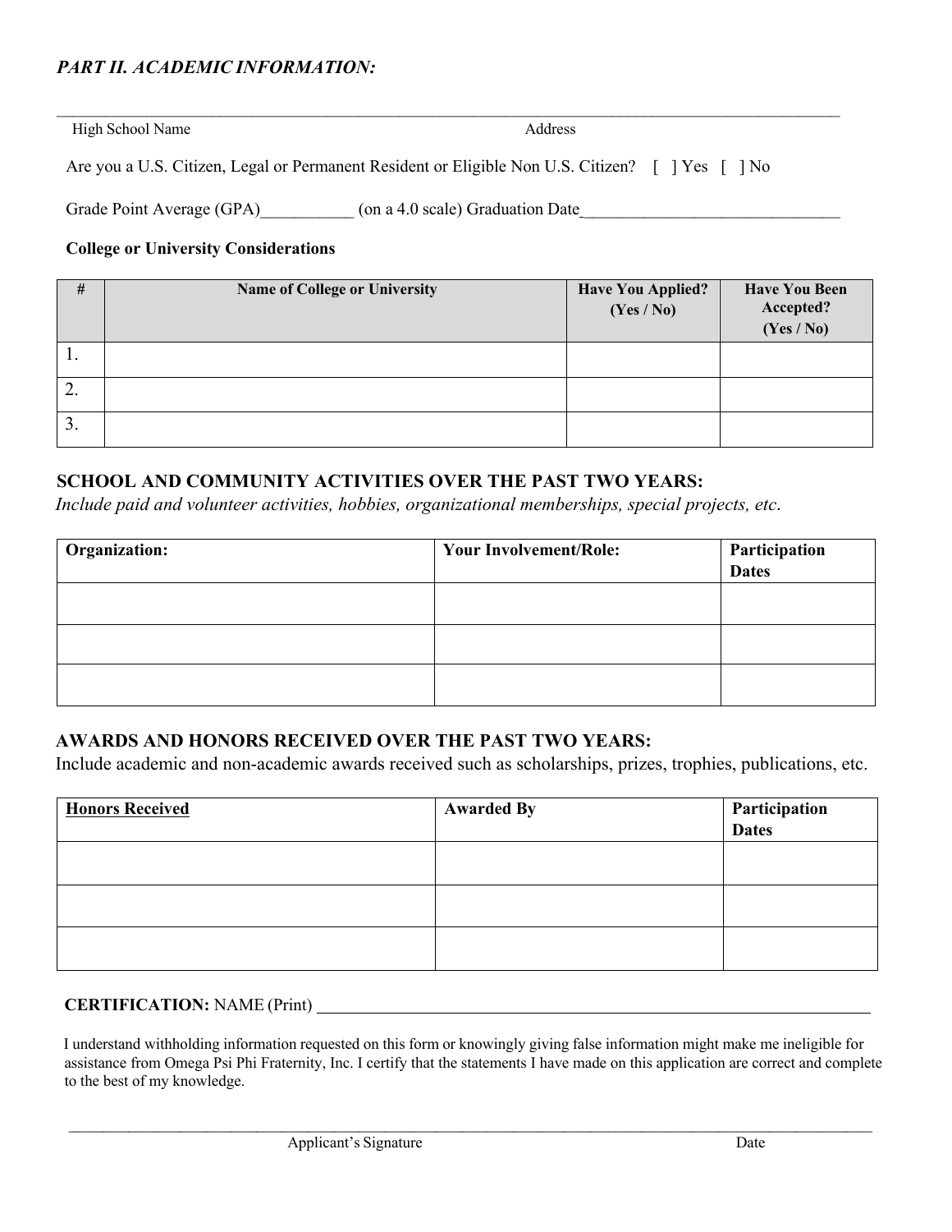## *PART II. ACADEMIC INFORMATION:*

_______________________________________________________________________________________________

High School Name                                                                                     Address

Are you a U.S. Citizen, Legal or Permanent Resident or Eligible Non U.S. Citizen?   [  ] Yes   [  ] No

Grade Point Average (GPA)___________ (on a 4.0 scale) Graduation Date______________________________

**College or University Considerations**

| # | Name of College or University | Have You Applied? (Yes / No) | Have You Been Accepted? (Yes / No) |
|---|---|---|---|
| 1. | | | |
| 2. | | | |
| 3. | | | |

### SCHOOL AND COMMUNITY ACTIVITIES OVER THE PAST TWO YEARS:

*Include paid and volunteer activities, hobbies, organizational memberships, special projects, etc.*

| Organization: | Your Involvement/Role: | Participation Dates |
|---|---|---|
| | | |
| | | |
| | | |

### AWARDS AND HONORS RECEIVED OVER THE PAST TWO YEARS:

Include academic and non-academic awards received such as scholarships, prizes, trophies, publications, etc.

| Honors Received | Awarded By | Participation Dates |
|---|---|---|
| | | |
| | | |
| | | |

**CERTIFICATION:** NAME (Print) ____________________________________________________________________

I understand withholding information requested on this form or knowingly giving false information might make me ineligible for assistance from Omega Psi Phi Fraternity, Inc. I certify that the statements I have made on this application are correct and complete to the best of my knowledge.

_______________________________________________________________________________________________

Applicant's Signature                                                                                     Date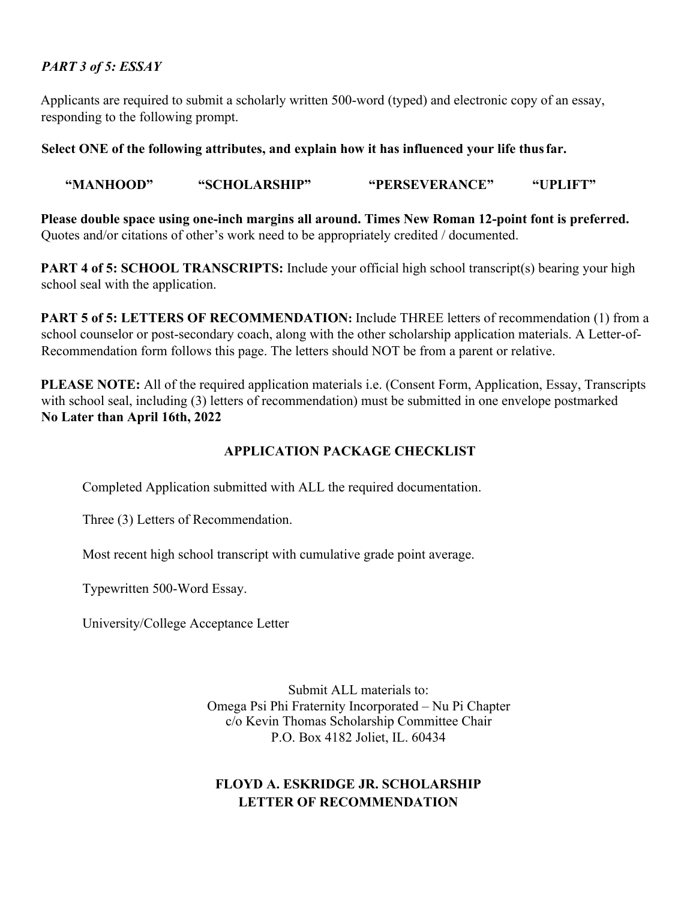***PART 3 of 5: ESSAY***

Applicants are required to submit a scholarly written 500-word (typed) and electronic copy of an essay, responding to the following prompt.

**Select ONE of the following attributes, and explain how it has influenced your life thus far.**

**"MANHOOD" "SCHOLARSHIP" "PERSEVERANCE" "UPLIFT"**

**Please double space using one-inch margins all around. Times New Roman 12-point font is preferred.** Quotes and/or citations of other's work need to be appropriately credited / documented.

**PART 4 of 5: SCHOOL TRANSCRIPTS:** Include your official high school transcript(s) bearing your high school seal with the application.

**PART 5 of 5: LETTERS OF RECOMMENDATION:** Include THREE letters of recommendation (1) from a school counselor or post-secondary coach, along with the other scholarship application materials. A Letter-of-Recommendation form follows this page. The letters should NOT be from a parent or relative.

**PLEASE NOTE:** All of the required application materials i.e. (Consent Form, Application, Essay, Transcripts with school seal, including (3) letters of recommendation) must be submitted in one envelope postmarked **No Later than April 16th, 2022**

## APPLICATION PACKAGE CHECKLIST

Completed Application submitted with ALL the required documentation.

Three (3) Letters of Recommendation.

Most recent high school transcript with cumulative grade point average.

Typewritten 500-Word Essay.

University/College Acceptance Letter

Submit ALL materials to:
Omega Psi Phi Fraternity Incorporated – Nu Pi Chapter
c/o Kevin Thomas Scholarship Committee Chair
P.O. Box 4182 Joliet, IL. 60434

## FLOYD A. ESKRIDGE JR. SCHOLARSHIP LETTER OF RECOMMENDATION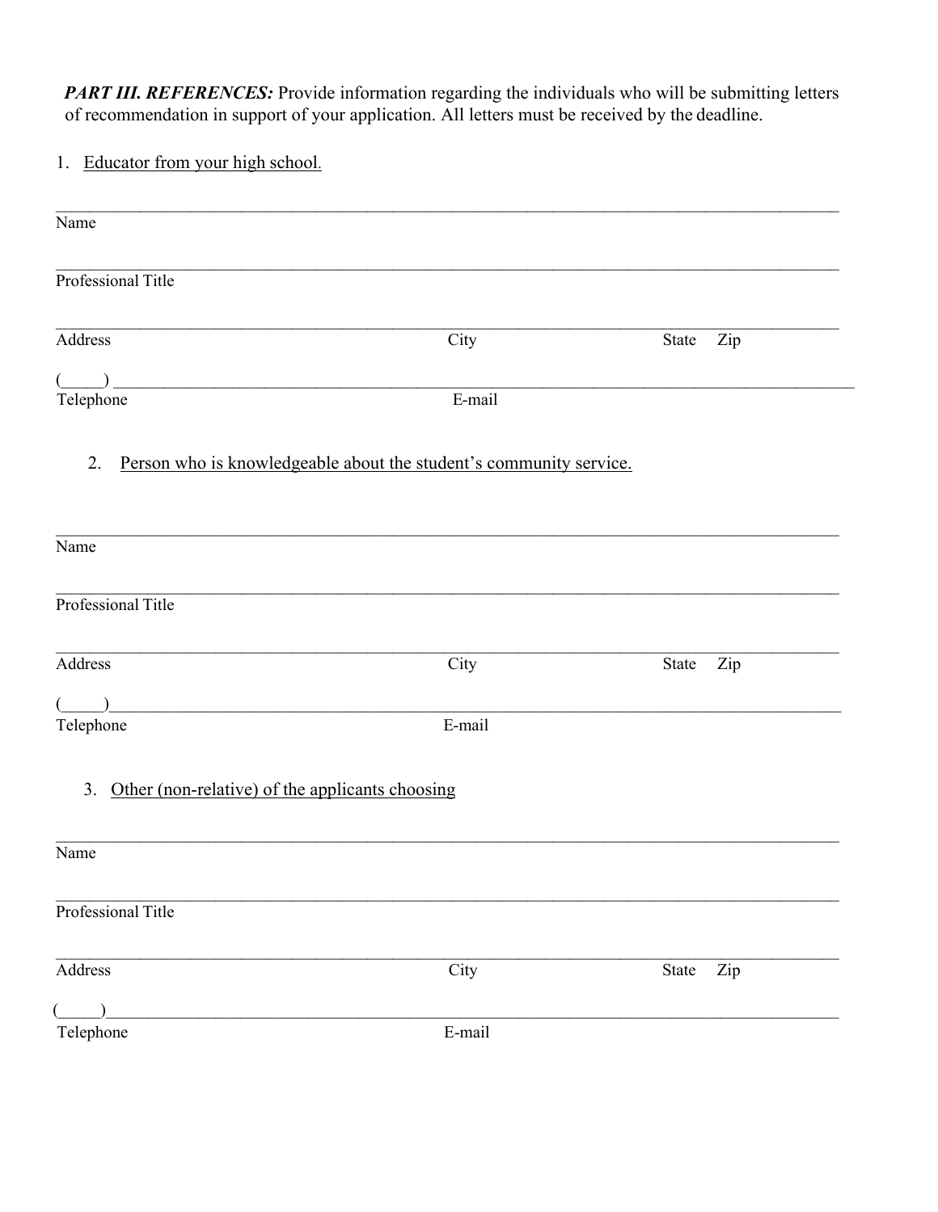***PART III. REFERENCES:*** Provide information regarding the individuals who will be submitting letters of recommendation in support of your application. All letters must be received by the deadline.

1. Educator from your high school.

______________________________________________________________________________
Name

______________________________________________________________________________
Professional Title

______________________________________________________________________________
Address                                        City                            State    Zip

(_____) ______________________________________________________________________
Telephone                                      E-mail

2. Person who is knowledgeable about the student's community service.

______________________________________________________________________________
Name

______________________________________________________________________________
Professional Title

______________________________________________________________________________
Address                                        City                            State    Zip

(_____)_______________________________________________________________________
Telephone                                      E-mail

3. Other (non-relative) of the applicants choosing

______________________________________________________________________________
Name

______________________________________________________________________________
Professional Title

______________________________________________________________________________
Address                                        City                            State    Zip

(_____)_______________________________________________________________________
Telephone                                      E-mail